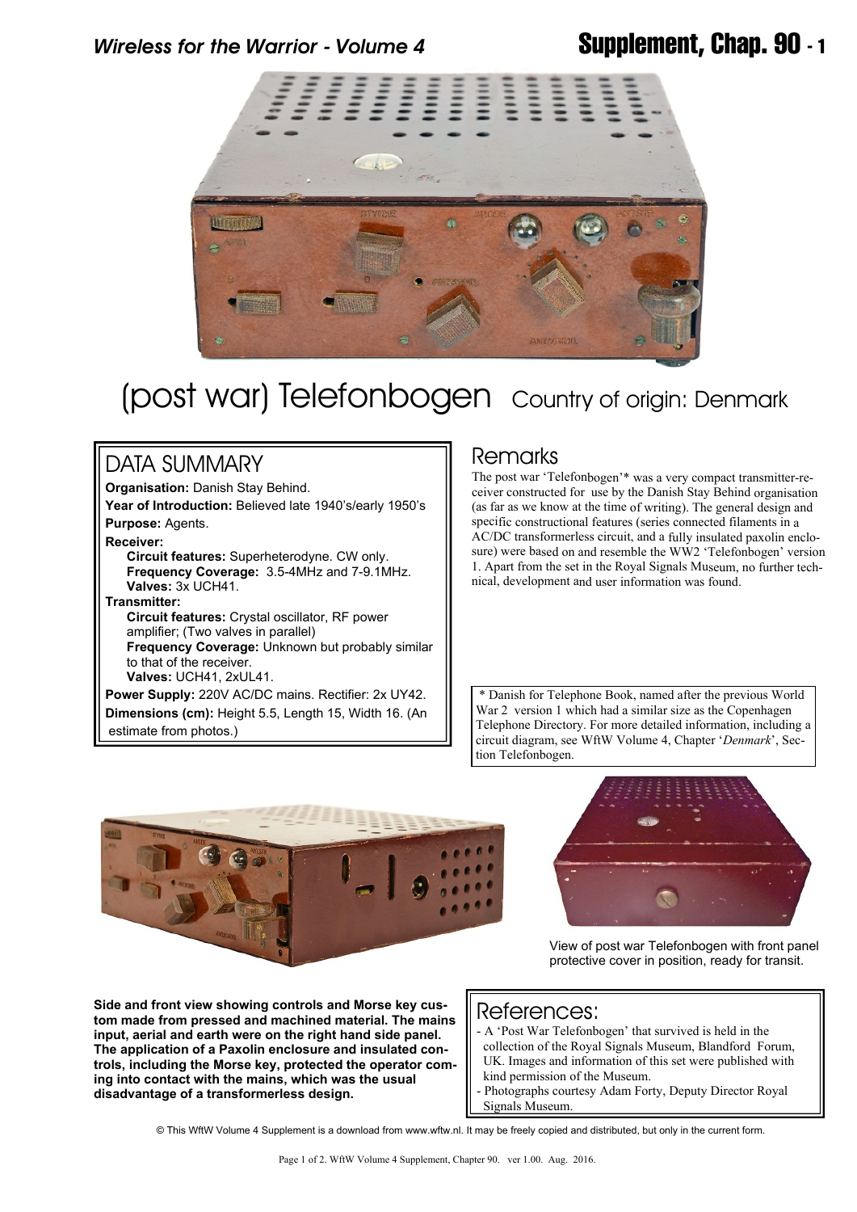# (post war) Telefonbogen Country of origin: Denmark

## DATA SUMMARY

**Organisation:** Danish Stay Behind.

**Year of Introduction:** Believed late 1940's/early 1950's

**Purpose:** Agents.

**Receiver:**

**Circuit features:** Superheterodyne. CW only.
**Frequency Coverage:** 3.5-4MHz and 7-9.1MHz.
**Valves:** 3x UCH41.

**Transmitter:**

**Circuit features:** Crystal oscillator, RF power amplifier; (Two valves in parallel)
**Frequency Coverage:** Unknown but probably similar to that of the receiver.
**Valves:** UCH41, 2xUL41.

**Power Supply:** 220V AC/DC mains. Rectifier: 2x UY42.

**Dimensions (cm):** Height 5.5, Length 15, Width 16. (An estimate from photos.)

## Remarks

The post war 'Telefonbogen'* was a very compact transmitter-receiver constructed for use by the Danish Stay Behind organisation (as far as we know at the time of writing). The general design and specific constructional features (series connected filaments in a AC/DC transformerless circuit, and a fully insulated paxolin enclosure) were based on and resemble the WW2 'Telefonbogen' version 1. Apart from the set in the Royal Signals Museum, no further technical, development and user information was found.

* Danish for Telephone Book, named after the previous World War 2 version 1 which had a similar size as the Copenhagen Telephone Directory. For more detailed information, including a circuit diagram, see WftW Volume 4, Chapter '*Denmark*', Section Telefonbogen.

View of post war Telefonbogen with front panel protective cover in position, ready for transit.

**Side and front view showing controls and Morse key custom made from pressed and machined material. The mains input, aerial and earth were on the right hand side panel. The application of a Paxolin enclosure and insulated controls, including the Morse key, protected the operator coming into contact with the mains, which was the usual disadvantage of a transformerless design.**

## References:

- A 'Post War Telefonbogen' that survived is held in the collection of the Royal Signals Museum, Blandford Forum, UK. Images and information of this set were published with kind permission of the Museum.
- Photographs courtesy Adam Forty, Deputy Director Royal Signals Museum.

© This WftW Volume 4 Supplement is a download from www.wftw.nl. It may be freely copied and distributed, but only in the current form.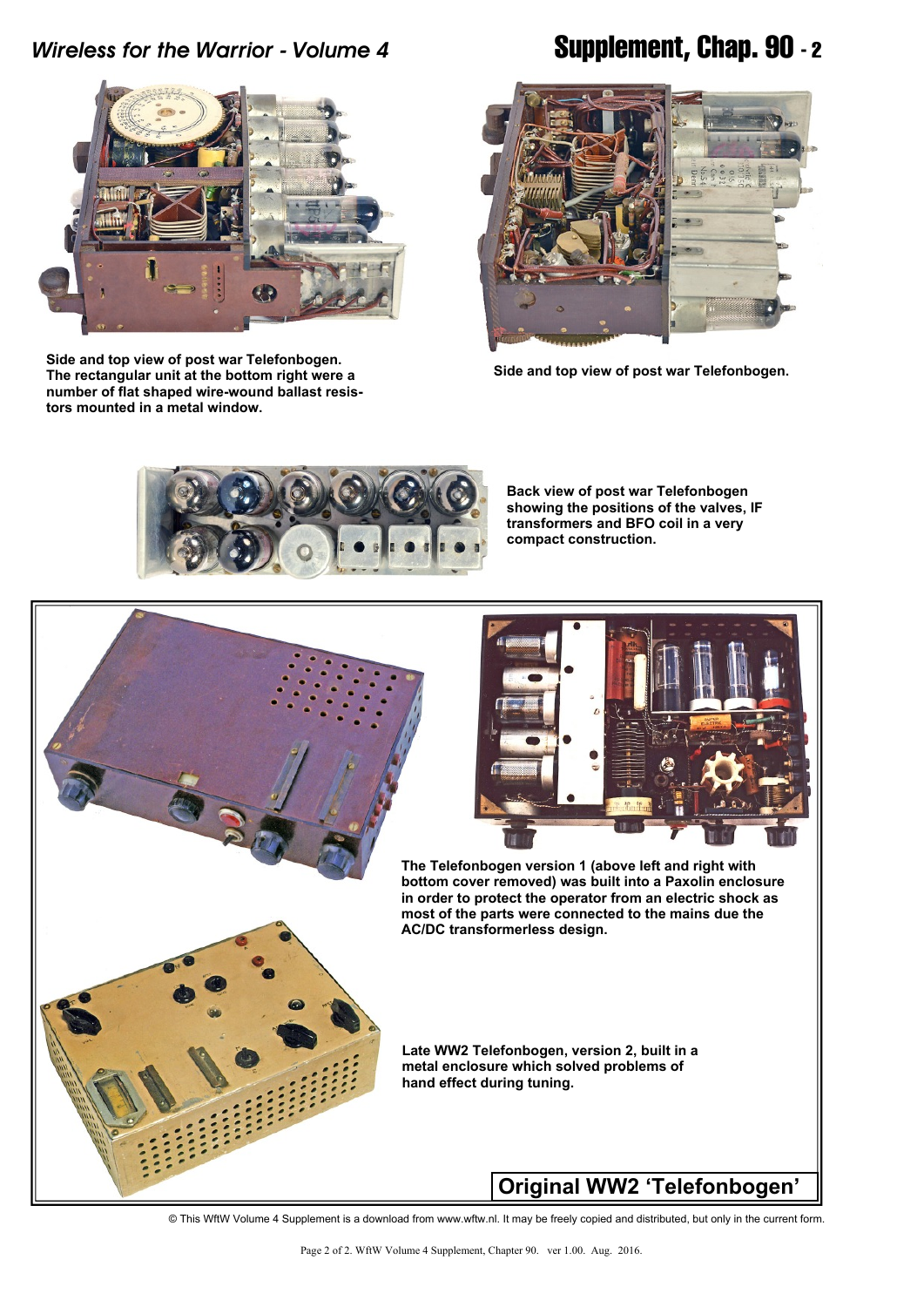Side and top view of post war Telefonbogen. The rectangular unit at the bottom right were a number of flat shaped wire-wound ballast resistors mounted in a metal window.

Side and top view of post war Telefonbogen.

Back view of post war Telefonbogen showing the positions of the valves, IF transformers and BFO coil in a very compact construction.

The Telefonbogen version 1 (above left and right with bottom cover removed) was built into a Paxolin enclosure in order to protect the operator from an electric shock as most of the parts were connected to the mains due the AC/DC transformerless design.

Late WW2 Telefonbogen, version 2, built in a metal enclosure which solved problems of hand effect during tuning.

## Original WW2 ‘Telefonbogen’

© This WftW Volume 4 Supplement is a download from www.wftw.nl. It may be freely copied and distributed, but only in the current form.